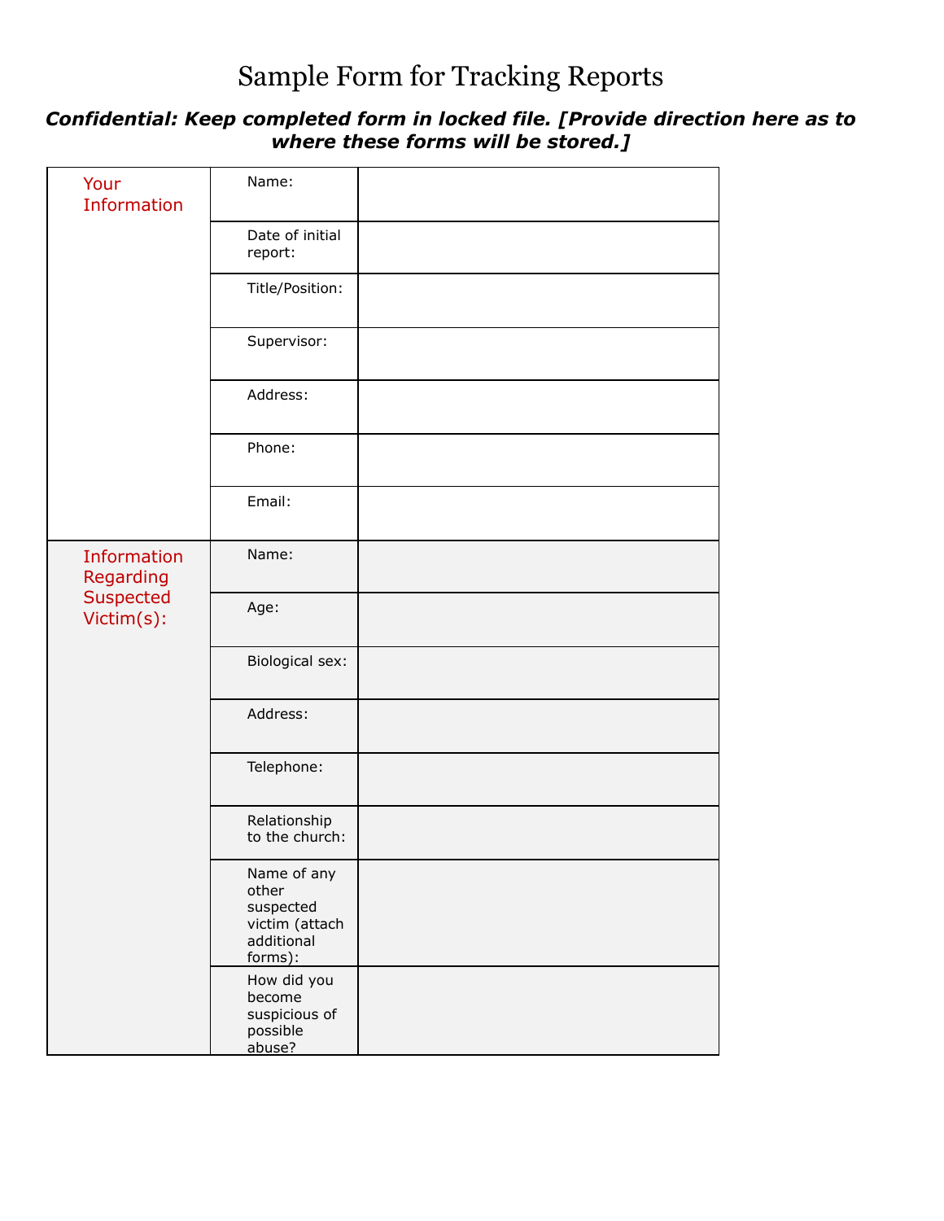# Sample Form for Tracking Reports

***Confidential: Keep completed form in locked file. [Provide direction here as to where these forms will be stored.]***

| | | |
|---|---|---|
| Your Information | Name: | |
| | Date of initial report: | |
| | Title/Position: | |
| | Supervisor: | |
| | Address: | |
| | Phone: | |
| | Email: | |
| Information Regarding Suspected Victim(s): | Name: | |
| | Age: | |
| | Biological sex: | |
| | Address: | |
| | Telephone: | |
| | Relationship to the church: | |
| | Name of any other suspected victim (attach additional forms): | |
| | How did you become suspicious of possible abuse? | |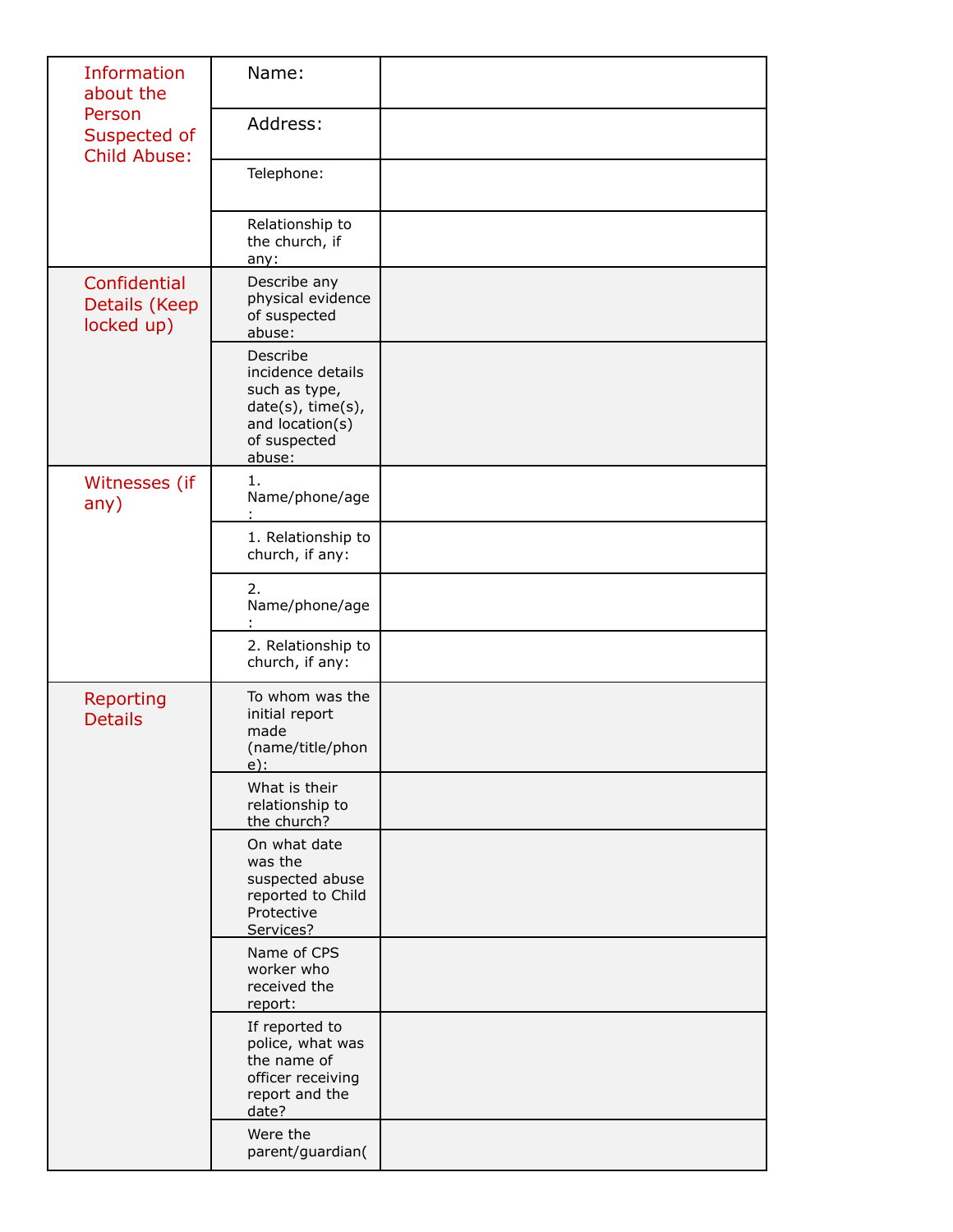| | | |
|---|---|---|
| Information about the Person Suspected of Child Abuse: | Name: | |
| | Address: | |
| | Telephone: | |
| | Relationship to the church, if any: | |
| Confidential Details (Keep locked up) | Describe any physical evidence of suspected abuse: | |
| | Describe incidence details such as type, date(s), time(s), and location(s) of suspected abuse: | |
| Witnesses (if any) | 1. Name/phone/age: | |
| | 1. Relationship to church, if any: | |
| | 2. Name/phone/age: | |
| | 2. Relationship to church, if any: | |
| Reporting Details | To whom was the initial report made (name/title/phone): | |
| | What is their relationship to the church? | |
| | On what date was the suspected abuse reported to Child Protective Services? | |
| | Name of CPS worker who received the report: | |
| | If reported to police, what was the name of officer receiving report and the date? | |
| | Were the parent/guardian( | |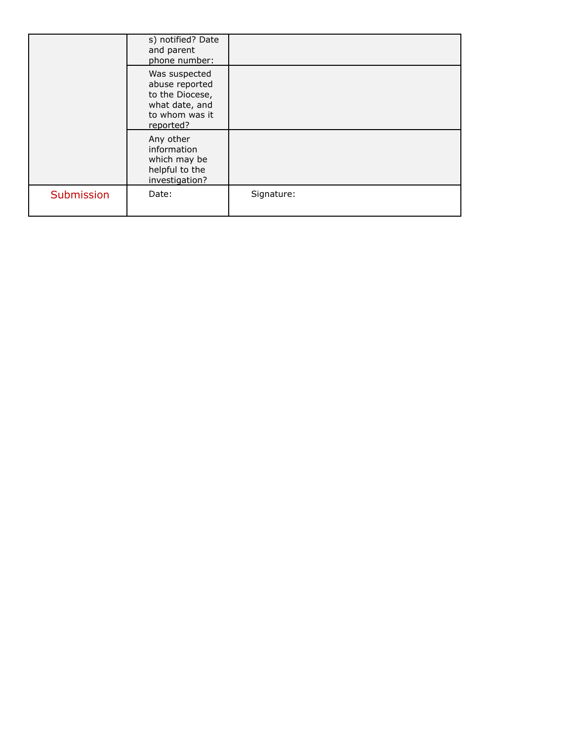| | | |
|---|---|---|
| | s) notified? Date and parent phone number: | |
| | Was suspected abuse reported to the Diocese, what date, and to whom was it reported? | |
| | Any other information which may be helpful to the investigation? | |
| Submission | Date: | Signature: |